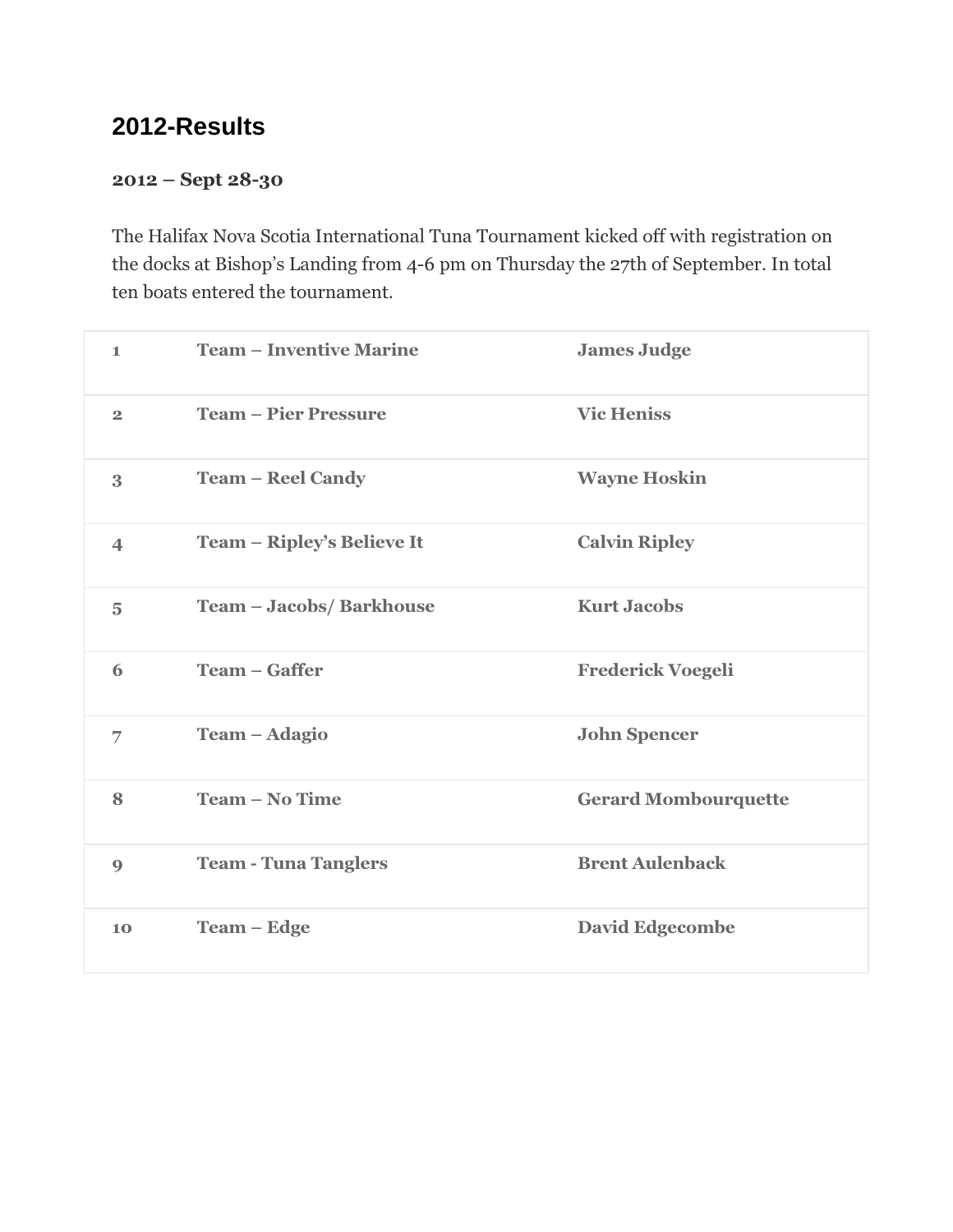## 2012-Results

**2012 – Sept 28-30**

The Halifax Nova Scotia International Tuna Tournament kicked off with registration on the docks at Bishop's Landing from 4-6 pm on Thursday the 27th of September. In total ten boats entered the tournament.

| | | |
|---|---|---|
| **1** | **Team – Inventive Marine** | **James Judge** |
| **2** | **Team – Pier Pressure** | **Vic Heniss** |
| **3** | **Team – Reel Candy** | **Wayne Hoskin** |
| **4** | **Team – Ripley's Believe It** | **Calvin Ripley** |
| **5** | **Team – Jacobs/ Barkhouse** | **Kurt Jacobs** |
| **6** | **Team – Gaffer** | **Frederick Voegeli** |
| **7** | **Team – Adagio** | **John Spencer** |
| **8** | **Team – No Time** | **Gerard Mombourquette** |
| **9** | **Team - Tuna Tanglers** | **Brent Aulenback** |
| **10** | **Team – Edge** | **David Edgecombe** |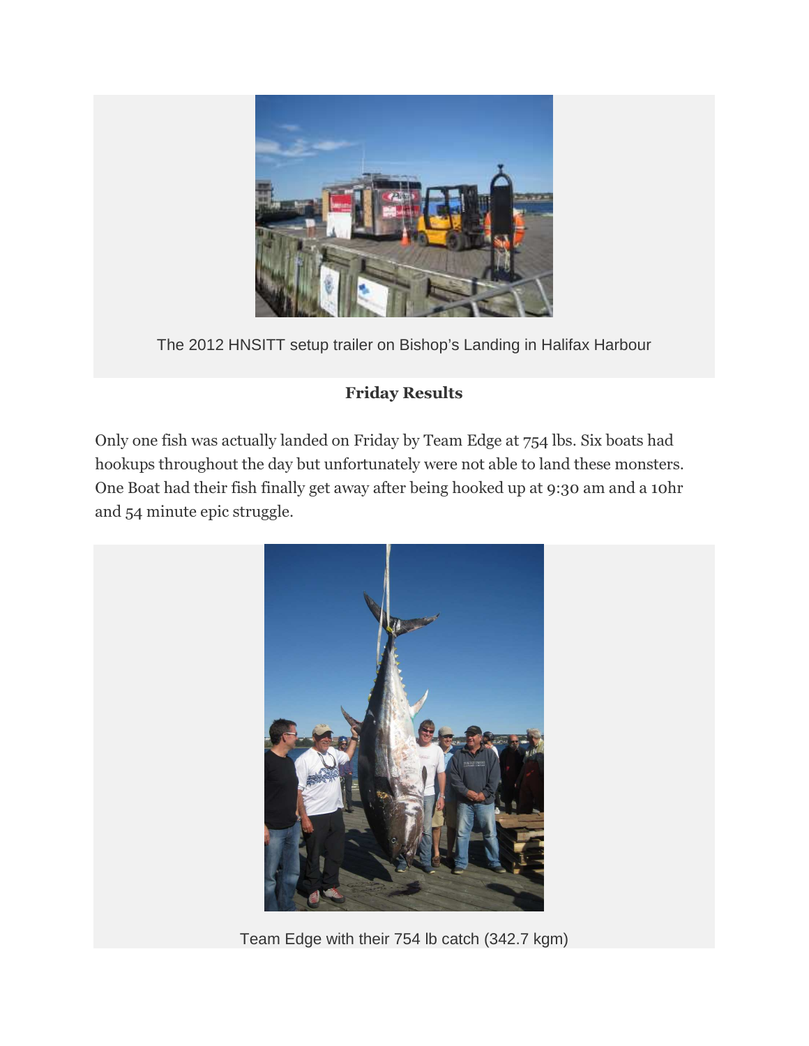The 2012 HNSITT setup trailer on Bishop's Landing in Halifax Harbour

**Friday Results**

Only one fish was actually landed on Friday by Team Edge at 754 lbs. Six boats had hookups throughout the day but unfortunately were not able to land these monsters. One Boat had their fish finally get away after being hooked up at 9:30 am and a 10hr and 54 minute epic struggle.

Team Edge with their 754 lb catch (342.7 kgm)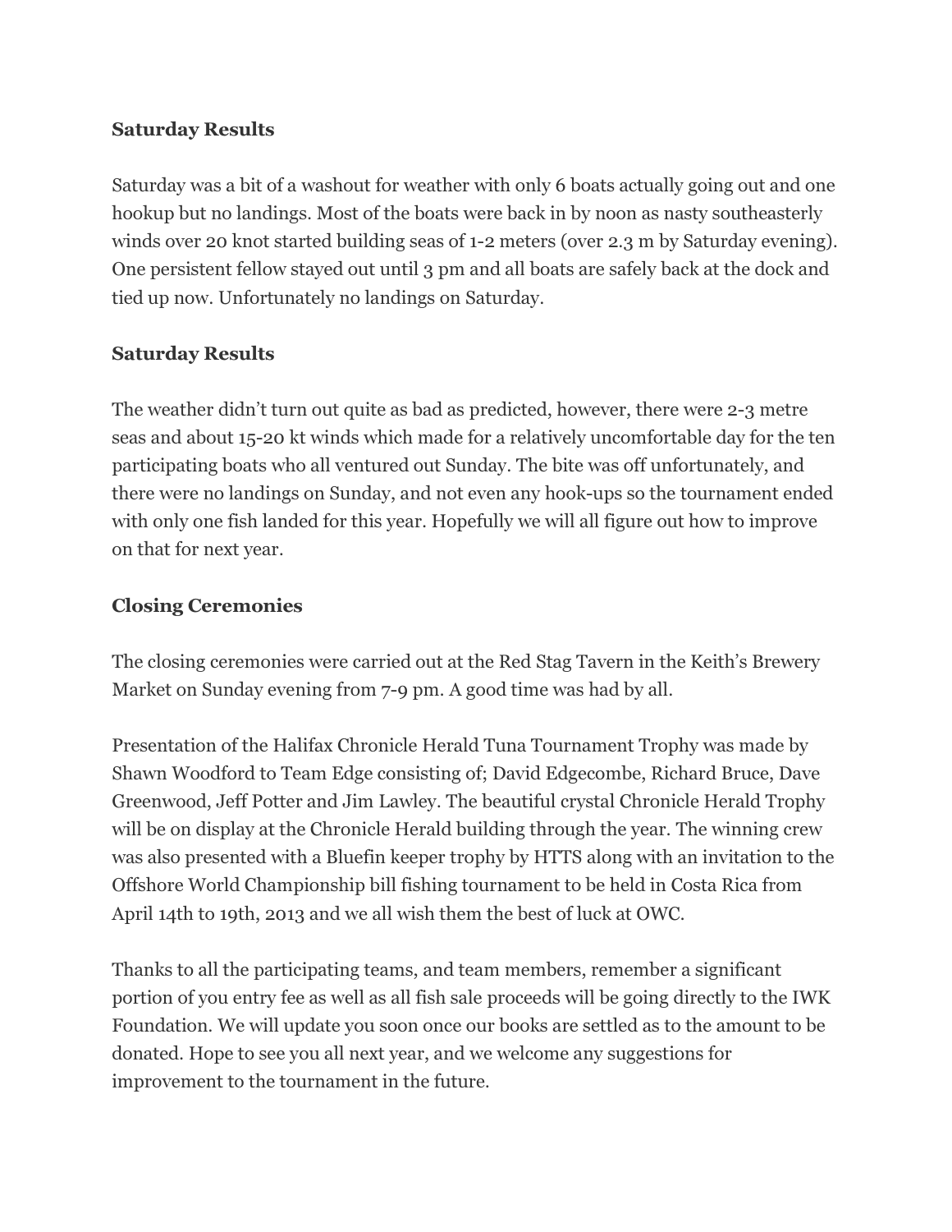**Saturday Results**

Saturday was a bit of a washout for weather with only 6 boats actually going out and one hookup but no landings. Most of the boats were back in by noon as nasty southeasterly winds over 20 knot started building seas of 1-2 meters (over 2.3 m by Saturday evening). One persistent fellow stayed out until 3 pm and all boats are safely back at the dock and tied up now. Unfortunately no landings on Saturday.

**Saturday Results**

The weather didn't turn out quite as bad as predicted, however, there were 2-3 metre seas and about 15-20 kt winds which made for a relatively uncomfortable day for the ten participating boats who all ventured out Sunday. The bite was off unfortunately, and there were no landings on Sunday, and not even any hook-ups so the tournament ended with only one fish landed for this year. Hopefully we will all figure out how to improve on that for next year.

**Closing Ceremonies**

The closing ceremonies were carried out at the Red Stag Tavern in the Keith's Brewery Market on Sunday evening from 7-9 pm. A good time was had by all.

Presentation of the Halifax Chronicle Herald Tuna Tournament Trophy was made by Shawn Woodford to Team Edge consisting of; David Edgecombe, Richard Bruce, Dave Greenwood, Jeff Potter and Jim Lawley. The beautiful crystal Chronicle Herald Trophy will be on display at the Chronicle Herald building through the year. The winning crew was also presented with a Bluefin keeper trophy by HTTS along with an invitation to the Offshore World Championship bill fishing tournament to be held in Costa Rica from April 14th to 19th, 2013 and we all wish them the best of luck at OWC.

Thanks to all the participating teams, and team members, remember a significant portion of you entry fee as well as all fish sale proceeds will be going directly to the IWK Foundation. We will update you soon once our books are settled as to the amount to be donated. Hope to see you all next year, and we welcome any suggestions for improvement to the tournament in the future.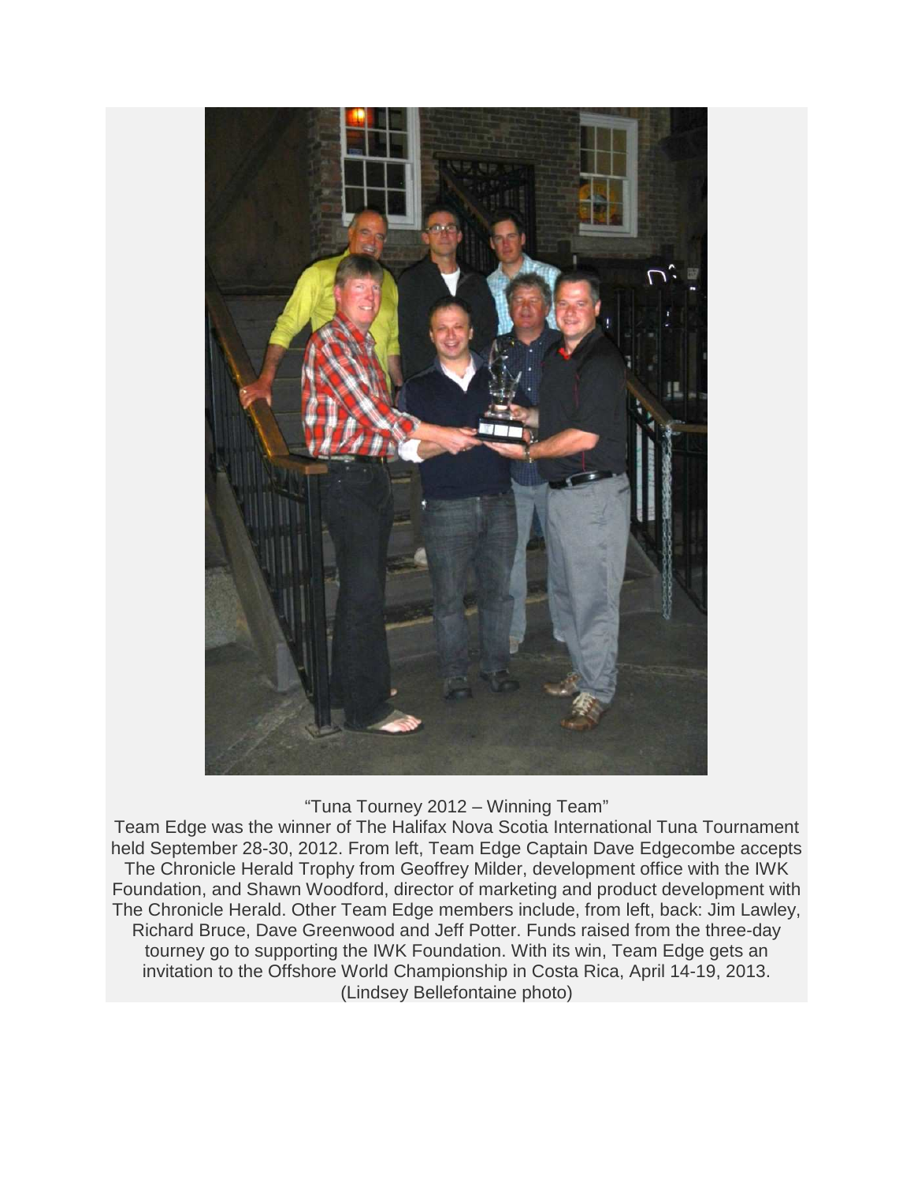"Tuna Tourney 2012 – Winning Team"

Team Edge was the winner of The Halifax Nova Scotia International Tuna Tournament held September 28-30, 2012. From left, Team Edge Captain Dave Edgecombe accepts The Chronicle Herald Trophy from Geoffrey Milder, development office with the IWK Foundation, and Shawn Woodford, director of marketing and product development with The Chronicle Herald. Other Team Edge members include, from left, back: Jim Lawley, Richard Bruce, Dave Greenwood and Jeff Potter. Funds raised from the three-day tourney go to supporting the IWK Foundation. With its win, Team Edge gets an invitation to the Offshore World Championship in Costa Rica, April 14-19, 2013. (Lindsey Bellefontaine photo)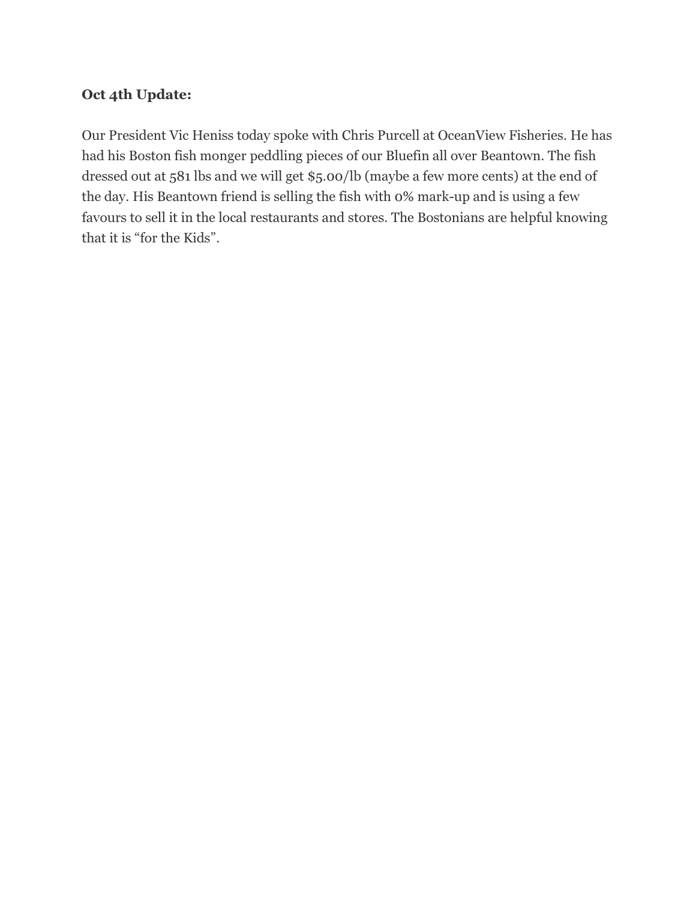**Oct 4th Update:**

Our President Vic Heniss today spoke with Chris Purcell at OceanView Fisheries. He has had his Boston fish monger peddling pieces of our Bluefin all over Beantown. The fish dressed out at 581 lbs and we will get $5.00/lb (maybe a few more cents) at the end of the day. His Beantown friend is selling the fish with 0% mark-up and is using a few favours to sell it in the local restaurants and stores. The Bostonians are helpful knowing that it is "for the Kids".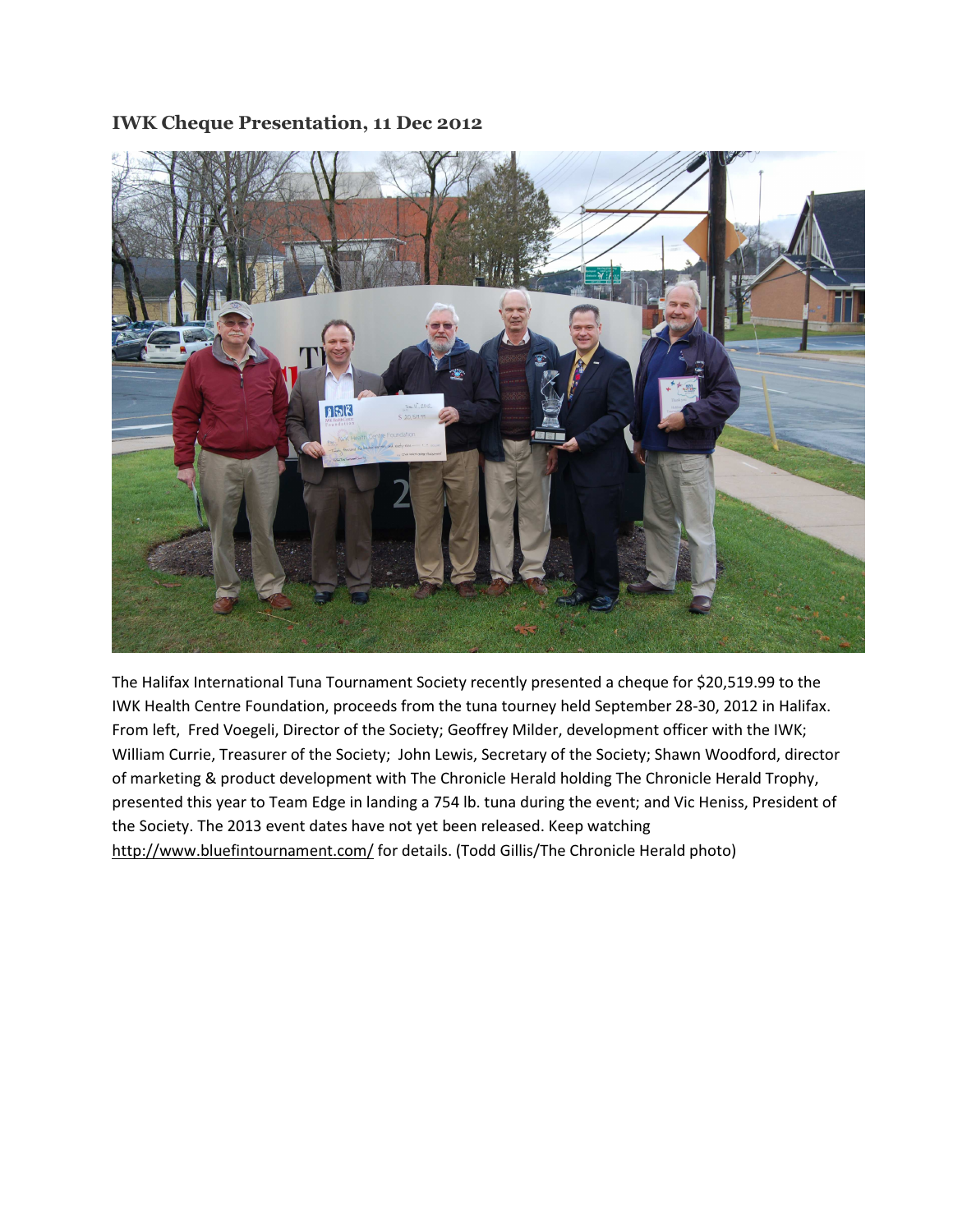## IWK Cheque Presentation, 11 Dec 2012

The Halifax International Tuna Tournament Society recently presented a cheque for $20,519.99 to the IWK Health Centre Foundation, proceeds from the tuna tourney held September 28-30, 2012 in Halifax. From left, Fred Voegeli, Director of the Society; Geoffrey Milder, development officer with the IWK; William Currie, Treasurer of the Society; John Lewis, Secretary of the Society; Shawn Woodford, director of marketing & product development with The Chronicle Herald holding The Chronicle Herald Trophy, presented this year to Team Edge in landing a 754 lb. tuna during the event; and Vic Heniss, President of the Society. The 2013 event dates have not yet been released. Keep watching http://www.bluefintournament.com/ for details. (Todd Gillis/The Chronicle Herald photo)